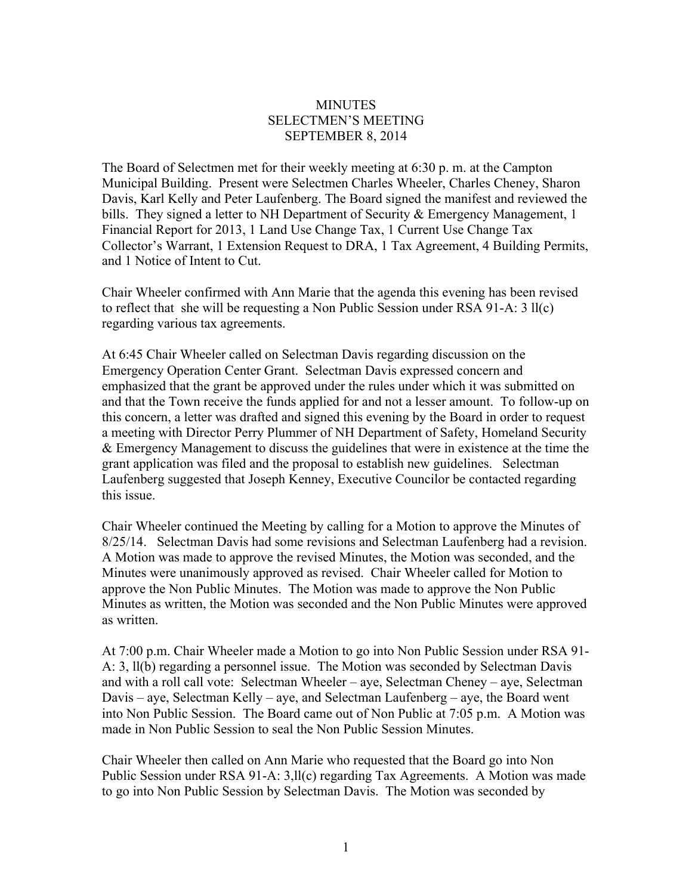# MINUTES
## SELECTMEN'S MEETING
## SEPTEMBER 8, 2014

The Board of Selectmen met for their weekly meeting at 6:30 p. m. at the Campton Municipal Building. Present were Selectmen Charles Wheeler, Charles Cheney, Sharon Davis, Karl Kelly and Peter Laufenberg. The Board signed the manifest and reviewed the bills. They signed a letter to NH Department of Security & Emergency Management, 1 Financial Report for 2013, 1 Land Use Change Tax, 1 Current Use Change Tax Collector's Warrant, 1 Extension Request to DRA, 1 Tax Agreement, 4 Building Permits, and 1 Notice of Intent to Cut.

Chair Wheeler confirmed with Ann Marie that the agenda this evening has been revised to reflect that she will be requesting a Non Public Session under RSA 91-A: 3 ll(c) regarding various tax agreements.

At 6:45 Chair Wheeler called on Selectman Davis regarding discussion on the Emergency Operation Center Grant. Selectman Davis expressed concern and emphasized that the grant be approved under the rules under which it was submitted on and that the Town receive the funds applied for and not a lesser amount. To follow-up on this concern, a letter was drafted and signed this evening by the Board in order to request a meeting with Director Perry Plummer of NH Department of Safety, Homeland Security & Emergency Management to discuss the guidelines that were in existence at the time the grant application was filed and the proposal to establish new guidelines. Selectman Laufenberg suggested that Joseph Kenney, Executive Councilor be contacted regarding this issue.

Chair Wheeler continued the Meeting by calling for a Motion to approve the Minutes of 8/25/14. Selectman Davis had some revisions and Selectman Laufenberg had a revision. A Motion was made to approve the revised Minutes, the Motion was seconded, and the Minutes were unanimously approved as revised. Chair Wheeler called for Motion to approve the Non Public Minutes. The Motion was made to approve the Non Public Minutes as written, the Motion was seconded and the Non Public Minutes were approved as written.

At 7:00 p.m. Chair Wheeler made a Motion to go into Non Public Session under RSA 91-A: 3, ll(b) regarding a personnel issue. The Motion was seconded by Selectman Davis and with a roll call vote: Selectman Wheeler – aye, Selectman Cheney – aye, Selectman Davis – aye, Selectman Kelly – aye, and Selectman Laufenberg – aye, the Board went into Non Public Session. The Board came out of Non Public at 7:05 p.m. A Motion was made in Non Public Session to seal the Non Public Session Minutes.

Chair Wheeler then called on Ann Marie who requested that the Board go into Non Public Session under RSA 91-A: 3,ll(c) regarding Tax Agreements. A Motion was made to go into Non Public Session by Selectman Davis. The Motion was seconded by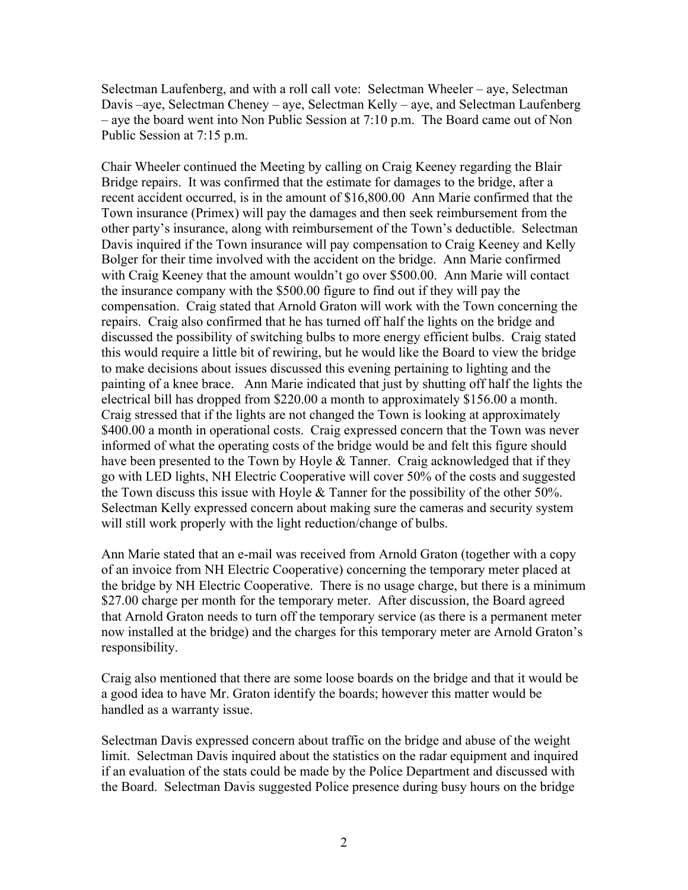Selectman Laufenberg, and with a roll call vote: Selectman Wheeler – aye, Selectman Davis –aye, Selectman Cheney – aye, Selectman Kelly – aye, and Selectman Laufenberg – aye the board went into Non Public Session at 7:10 p.m. The Board came out of Non Public Session at 7:15 p.m.

Chair Wheeler continued the Meeting by calling on Craig Keeney regarding the Blair Bridge repairs. It was confirmed that the estimate for damages to the bridge, after a recent accident occurred, is in the amount of $16,800.00 Ann Marie confirmed that the Town insurance (Primex) will pay the damages and then seek reimbursement from the other party's insurance, along with reimbursement of the Town's deductible. Selectman Davis inquired if the Town insurance will pay compensation to Craig Keeney and Kelly Bolger for their time involved with the accident on the bridge. Ann Marie confirmed with Craig Keeney that the amount wouldn't go over $500.00. Ann Marie will contact the insurance company with the $500.00 figure to find out if they will pay the compensation. Craig stated that Arnold Graton will work with the Town concerning the repairs. Craig also confirmed that he has turned off half the lights on the bridge and discussed the possibility of switching bulbs to more energy efficient bulbs. Craig stated this would require a little bit of rewiring, but he would like the Board to view the bridge to make decisions about issues discussed this evening pertaining to lighting and the painting of a knee brace. Ann Marie indicated that just by shutting off half the lights the electrical bill has dropped from $220.00 a month to approximately $156.00 a month. Craig stressed that if the lights are not changed the Town is looking at approximately $400.00 a month in operational costs. Craig expressed concern that the Town was never informed of what the operating costs of the bridge would be and felt this figure should have been presented to the Town by Hoyle & Tanner. Craig acknowledged that if they go with LED lights, NH Electric Cooperative will cover 50% of the costs and suggested the Town discuss this issue with Hoyle & Tanner for the possibility of the other 50%. Selectman Kelly expressed concern about making sure the cameras and security system will still work properly with the light reduction/change of bulbs.

Ann Marie stated that an e-mail was received from Arnold Graton (together with a copy of an invoice from NH Electric Cooperative) concerning the temporary meter placed at the bridge by NH Electric Cooperative. There is no usage charge, but there is a minimum $27.00 charge per month for the temporary meter. After discussion, the Board agreed that Arnold Graton needs to turn off the temporary service (as there is a permanent meter now installed at the bridge) and the charges for this temporary meter are Arnold Graton's responsibility.

Craig also mentioned that there are some loose boards on the bridge and that it would be a good idea to have Mr. Graton identify the boards; however this matter would be handled as a warranty issue.

Selectman Davis expressed concern about traffic on the bridge and abuse of the weight limit. Selectman Davis inquired about the statistics on the radar equipment and inquired if an evaluation of the stats could be made by the Police Department and discussed with the Board. Selectman Davis suggested Police presence during busy hours on the bridge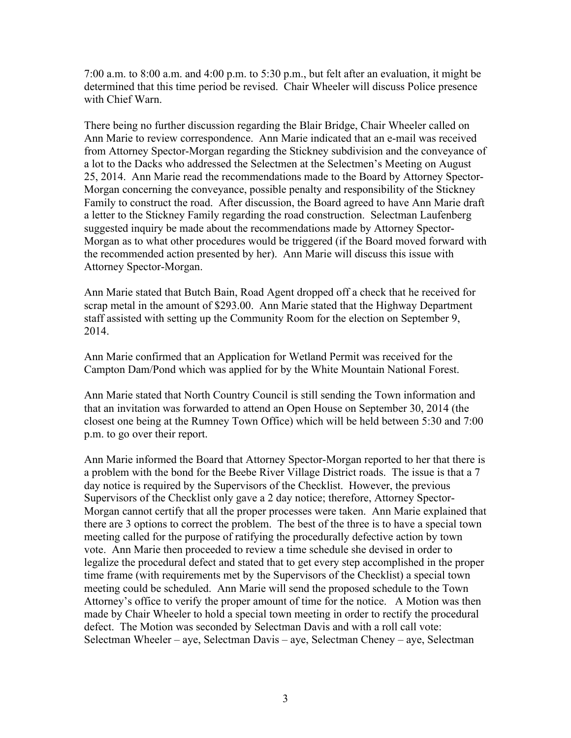7:00 a.m. to 8:00 a.m. and 4:00 p.m. to 5:30 p.m., but felt after an evaluation, it might be determined that this time period be revised. Chair Wheeler will discuss Police presence with Chief Warn.

There being no further discussion regarding the Blair Bridge, Chair Wheeler called on Ann Marie to review correspondence. Ann Marie indicated that an e-mail was received from Attorney Spector-Morgan regarding the Stickney subdivision and the conveyance of a lot to the Dacks who addressed the Selectmen at the Selectmen's Meeting on August 25, 2014. Ann Marie read the recommendations made to the Board by Attorney Spector-Morgan concerning the conveyance, possible penalty and responsibility of the Stickney Family to construct the road. After discussion, the Board agreed to have Ann Marie draft a letter to the Stickney Family regarding the road construction. Selectman Laufenberg suggested inquiry be made about the recommendations made by Attorney Spector-Morgan as to what other procedures would be triggered (if the Board moved forward with the recommended action presented by her). Ann Marie will discuss this issue with Attorney Spector-Morgan.

Ann Marie stated that Butch Bain, Road Agent dropped off a check that he received for scrap metal in the amount of $293.00. Ann Marie stated that the Highway Department staff assisted with setting up the Community Room for the election on September 9, 2014.

Ann Marie confirmed that an Application for Wetland Permit was received for the Campton Dam/Pond which was applied for by the White Mountain National Forest.

Ann Marie stated that North Country Council is still sending the Town information and that an invitation was forwarded to attend an Open House on September 30, 2014 (the closest one being at the Rumney Town Office) which will be held between 5:30 and 7:00 p.m. to go over their report.

Ann Marie informed the Board that Attorney Spector-Morgan reported to her that there is a problem with the bond for the Beebe River Village District roads. The issue is that a 7 day notice is required by the Supervisors of the Checklist. However, the previous Supervisors of the Checklist only gave a 2 day notice; therefore, Attorney Spector-Morgan cannot certify that all the proper processes were taken. Ann Marie explained that there are 3 options to correct the problem. The best of the three is to have a special town meeting called for the purpose of ratifying the procedurally defective action by town vote. Ann Marie then proceeded to review a time schedule she devised in order to legalize the procedural defect and stated that to get every step accomplished in the proper time frame (with requirements met by the Supervisors of the Checklist) a special town meeting could be scheduled. Ann Marie will send the proposed schedule to the Town Attorney's office to verify the proper amount of time for the notice. A Motion was then made by Chair Wheeler to hold a special town meeting in order to rectify the procedural defect. The Motion was seconded by Selectman Davis and with a roll call vote: Selectman Wheeler – aye, Selectman Davis – aye, Selectman Cheney – aye, Selectman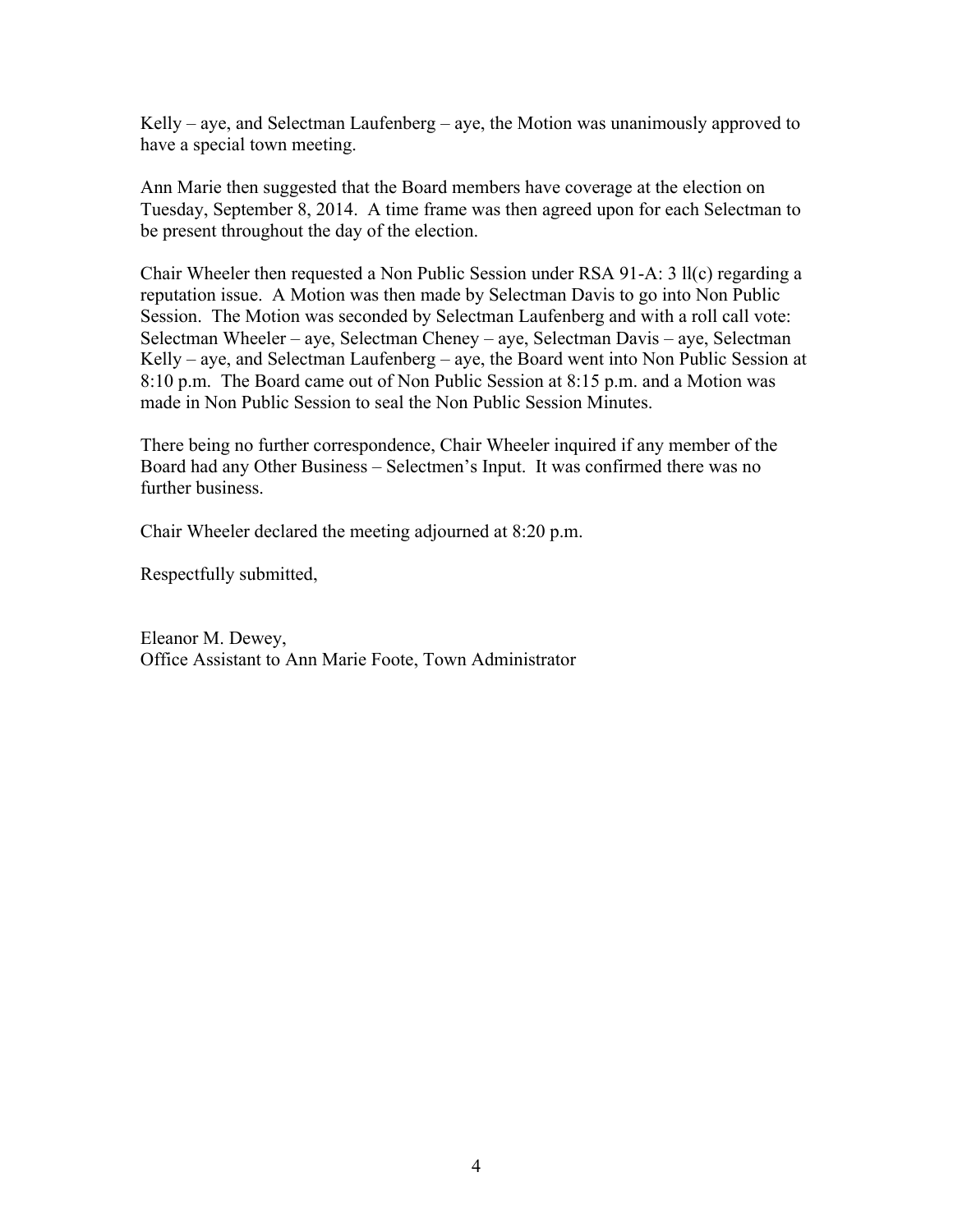Kelly – aye, and Selectman Laufenberg – aye, the Motion was unanimously approved to have a special town meeting.

Ann Marie then suggested that the Board members have coverage at the election on Tuesday, September 8, 2014. A time frame was then agreed upon for each Selectman to be present throughout the day of the election.

Chair Wheeler then requested a Non Public Session under RSA 91-A: 3 ll(c) regarding a reputation issue. A Motion was then made by Selectman Davis to go into Non Public Session. The Motion was seconded by Selectman Laufenberg and with a roll call vote: Selectman Wheeler – aye, Selectman Cheney – aye, Selectman Davis – aye, Selectman Kelly – aye, and Selectman Laufenberg – aye, the Board went into Non Public Session at 8:10 p.m. The Board came out of Non Public Session at 8:15 p.m. and a Motion was made in Non Public Session to seal the Non Public Session Minutes.

There being no further correspondence, Chair Wheeler inquired if any member of the Board had any Other Business – Selectmen's Input. It was confirmed there was no further business.

Chair Wheeler declared the meeting adjourned at 8:20 p.m.

Respectfully submitted,

Eleanor M. Dewey,
Office Assistant to Ann Marie Foote, Town Administrator